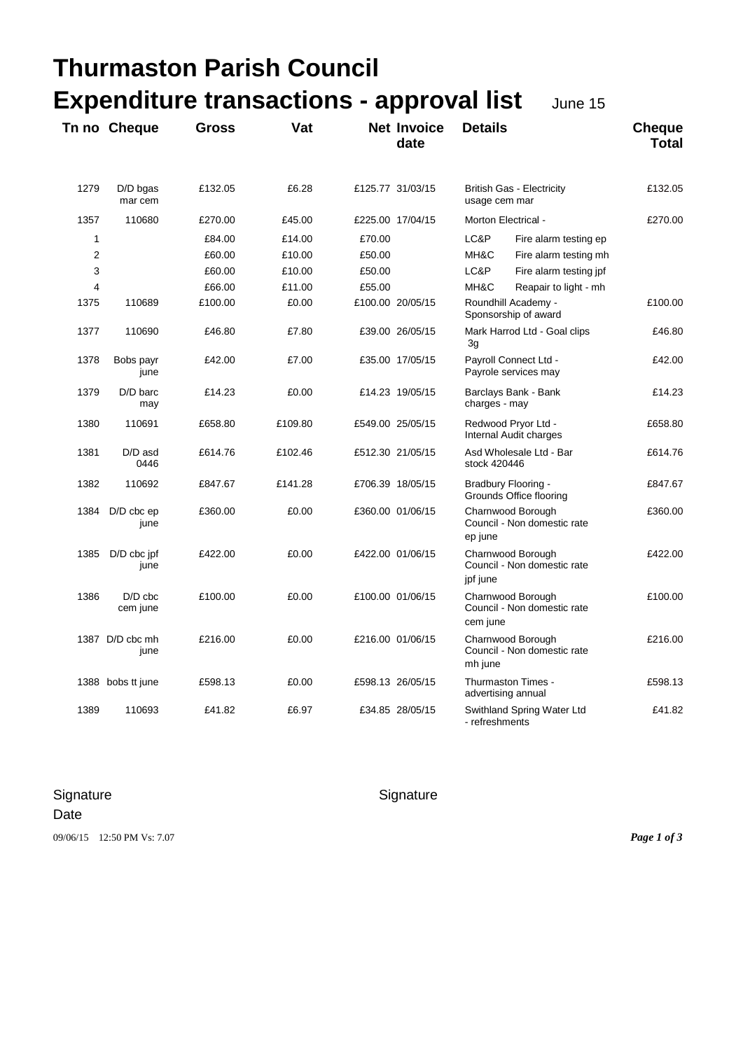# Thurmaston Parish Council

# Expenditure transactions - approval list June 15

| Tn no | Cheque | Gross | Vat | Net | Invoice date | Details | | Cheque Total |
|---|---|---|---|---|---|---|---|---|
| 1279 | D/D bgas mar cem | £132.05 | £6.28 | £125.77 | 31/03/15 | British Gas - Electricity usage cem mar | | £132.05 |
| 1357 | 110680 | £270.00 | £45.00 | £225.00 | 17/04/15 | Morton Electrical - | | £270.00 |
| 1 | | £84.00 | £14.00 | £70.00 | | LC&P | Fire alarm testing ep | |
| 2 | | £60.00 | £10.00 | £50.00 | | MH&C | Fire alarm testing mh | |
| 3 | | £60.00 | £10.00 | £50.00 | | LC&P | Fire alarm testing jpf | |
| 4 | | £66.00 | £11.00 | £55.00 | | MH&C | Reapair to light - mh | |
| 1375 | 110689 | £100.00 | £0.00 | £100.00 | 20/05/15 | Roundhill Academy - Sponsorship of award | | £100.00 |
| 1377 | 110690 | £46.80 | £7.80 | £39.00 | 26/05/15 | Mark Harrod Ltd - Goal clips 3g | | £46.80 |
| 1378 | Bobs payr june | £42.00 | £7.00 | £35.00 | 17/05/15 | Payroll Connect Ltd - Payrole services may | | £42.00 |
| 1379 | D/D barc may | £14.23 | £0.00 | £14.23 | 19/05/15 | Barclays Bank - Bank charges - may | | £14.23 |
| 1380 | 110691 | £658.80 | £109.80 | £549.00 | 25/05/15 | Redwood Pryor Ltd - Internal Audit charges | | £658.80 |
| 1381 | D/D asd 0446 | £614.76 | £102.46 | £512.30 | 21/05/15 | Asd Wholesale Ltd - Bar stock 420446 | | £614.76 |
| 1382 | 110692 | £847.67 | £141.28 | £706.39 | 18/05/15 | Bradbury Flooring - Grounds Office flooring | | £847.67 |
| 1384 | D/D cbc ep june | £360.00 | £0.00 | £360.00 | 01/06/15 | Charnwood Borough Council - Non domestic rate ep june | | £360.00 |
| 1385 | D/D cbc jpf june | £422.00 | £0.00 | £422.00 | 01/06/15 | Charnwood Borough Council - Non domestic rate jpf june | | £422.00 |
| 1386 | D/D cbc cem june | £100.00 | £0.00 | £100.00 | 01/06/15 | Charnwood Borough Council - Non domestic rate cem june | | £100.00 |
| 1387 | D/D cbc mh june | £216.00 | £0.00 | £216.00 | 01/06/15 | Charnwood Borough Council - Non domestic rate mh june | | £216.00 |
| 1388 | bobs tt june | £598.13 | £0.00 | £598.13 | 26/05/15 | Thurmaston Times - advertising annual | | £598.13 |
| 1389 | 110693 | £41.82 | £6.97 | £34.85 | 28/05/15 | Swithland Spring Water Ltd - refreshments | | £41.82 |

Signature

Signature

Date

09/06/15 12:50 PM Vs: 7.07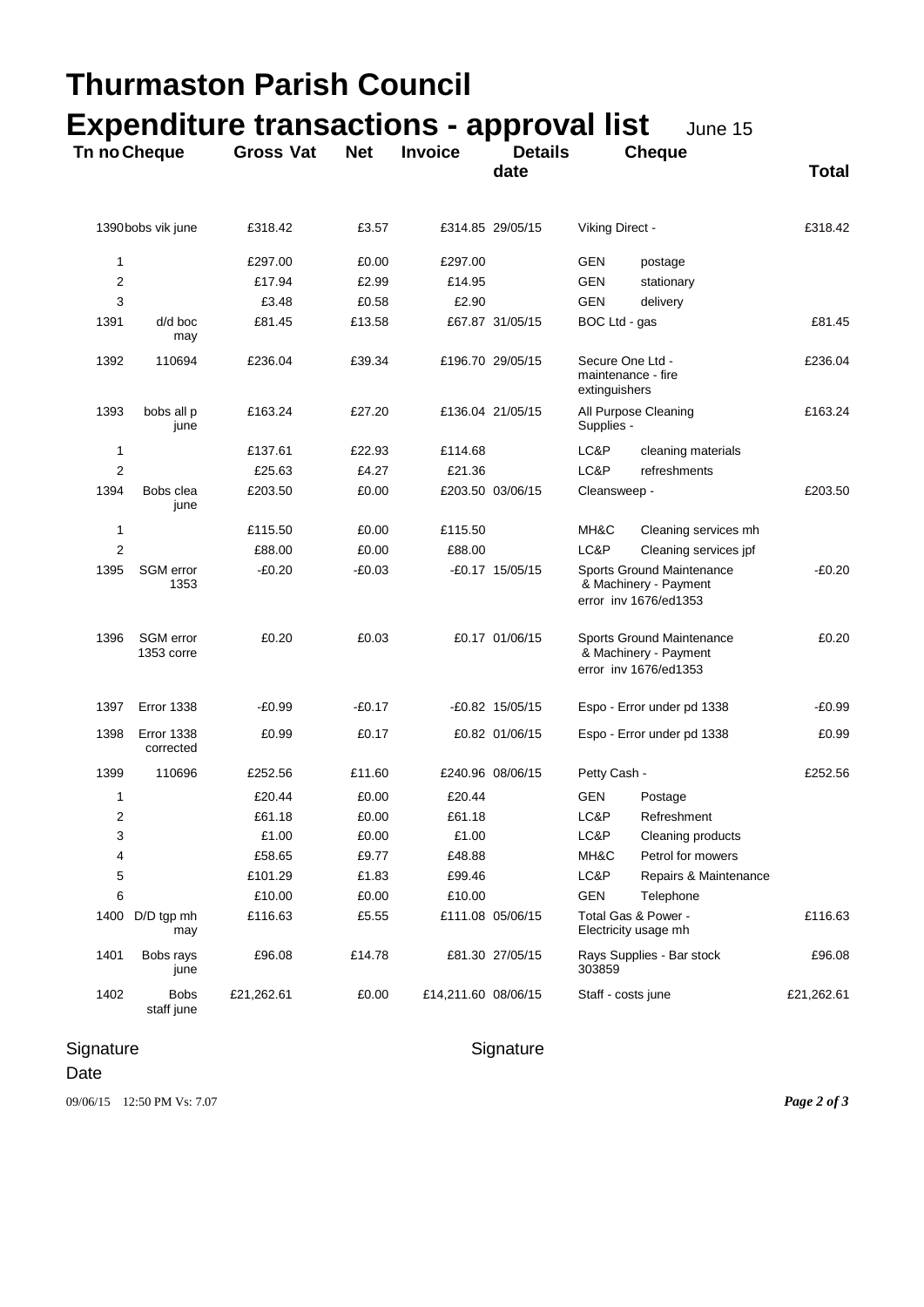# Thurmaston Parish Council

## Expenditure transactions - approval list June 15

| Tn no | Cheque | Gross | Vat | Net | Invoice date | Details | | Cheque Total |
|---|---|---|---|---|---|---|---|---|
| 1390 | bobs vik june | £318.42 | £3.57 | £314.85 | 29/05/15 | Viking Direct - | | £318.42 |
| 1 | | £297.00 | £0.00 | £297.00 | | GEN | postage | |
| 2 | | £17.94 | £2.99 | £14.95 | | GEN | stationary | |
| 3 | | £3.48 | £0.58 | £2.90 | | GEN | delivery | |
| 1391 | d/d boc may | £81.45 | £13.58 | £67.87 | 31/05/15 | BOC Ltd - gas | | £81.45 |
| 1392 | 110694 | £236.04 | £39.34 | £196.70 | 29/05/15 | Secure One Ltd - maintenance - fire extinguishers | | £236.04 |
| 1393 | bobs all p june | £163.24 | £27.20 | £136.04 | 21/05/15 | All Purpose Cleaning Supplies - | | £163.24 |
| 1 | | £137.61 | £22.93 | £114.68 | | LC&P | cleaning materials | |
| 2 | | £25.63 | £4.27 | £21.36 | | LC&P | refreshments | |
| 1394 | Bobs clea june | £203.50 | £0.00 | £203.50 | 03/06/15 | Cleansweep - | | £203.50 |
| 1 | | £115.50 | £0.00 | £115.50 | | MH&C | Cleaning services mh | |
| 2 | | £88.00 | £0.00 | £88.00 | | LC&P | Cleaning services jpf | |
| 1395 | SGM error 1353 | -£0.20 | -£0.03 | -£0.17 | 15/05/15 | Sports Ground Maintenance & Machinery - Payment error inv 1676/ed1353 | | -£0.20 |
| 1396 | SGM error 1353 corre | £0.20 | £0.03 | £0.17 | 01/06/15 | Sports Ground Maintenance & Machinery - Payment error inv 1676/ed1353 | | £0.20 |
| 1397 | Error 1338 | -£0.99 | -£0.17 | -£0.82 | 15/05/15 | Espo - Error under pd 1338 | | -£0.99 |
| 1398 | Error 1338 corrected | £0.99 | £0.17 | £0.82 | 01/06/15 | Espo - Error under pd 1338 | | £0.99 |
| 1399 | 110696 | £252.56 | £11.60 | £240.96 | 08/06/15 | Petty Cash - | | £252.56 |
| 1 | | £20.44 | £0.00 | £20.44 | | GEN | Postage | |
| 2 | | £61.18 | £0.00 | £61.18 | | LC&P | Refreshment | |
| 3 | | £1.00 | £0.00 | £1.00 | | LC&P | Cleaning products | |
| 4 | | £58.65 | £9.77 | £48.88 | | MH&C | Petrol for mowers | |
| 5 | | £101.29 | £1.83 | £99.46 | | LC&P | Repairs & Maintenance | |
| 6 | | £10.00 | £0.00 | £10.00 | | GEN | Telephone | |
| 1400 | D/D tgp mh may | £116.63 | £5.55 | £111.08 | 05/06/15 | Total Gas & Power - Electricity usage mh | | £116.63 |
| 1401 | Bobs rays june | £96.08 | £14.78 | £81.30 | 27/05/15 | Rays Supplies - Bar stock 303859 | | £96.08 |
| 1402 | Bobs staff june | £21,262.61 | £0.00 | £14,211.60 | 08/06/15 | Staff - costs june | | £21,262.61 |

Signature

Signature

Date

09/06/15 12:50 PM Vs: 7.07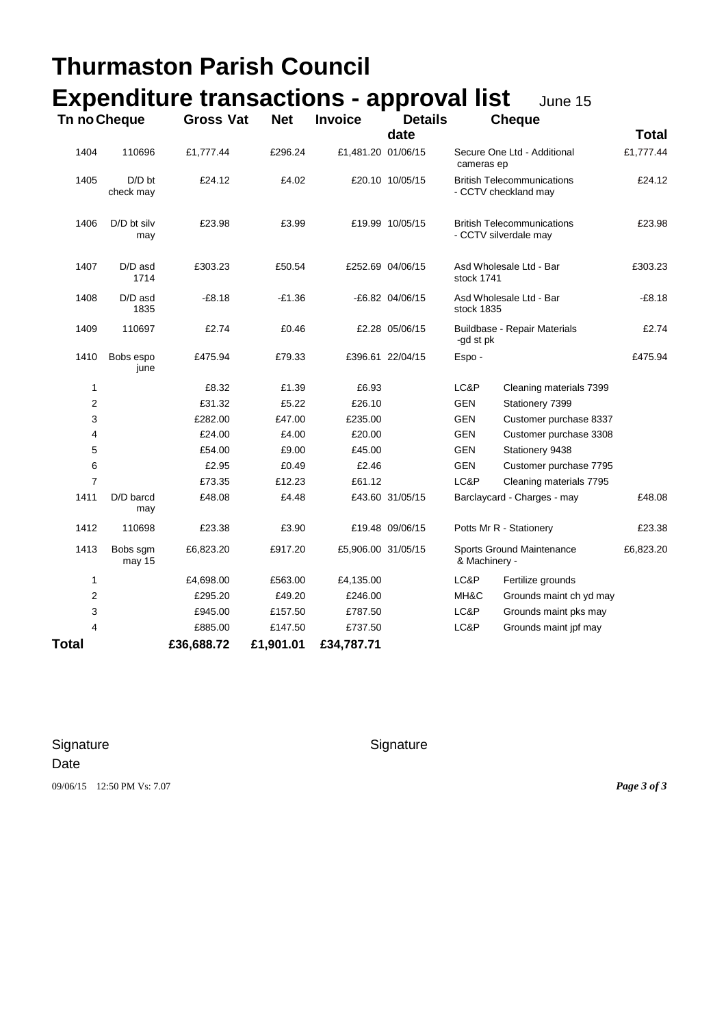# Thurmaston Parish Council

## Expenditure transactions - approval list June 15

| Tn no | Cheque | Gross | Vat | Net | Invoice date | Details | | Cheque Total |
|---|---|---|---|---|---|---|---|---|
| 1404 | 110696 | £1,777.44 | £296.24 | £1,481.20 | 01/06/15 | Secure One Ltd - Additional cameras ep | | £1,777.44 |
| 1405 | D/D bt check may | £24.12 | £4.02 | £20.10 | 10/05/15 | British Telecommunications - CCTV checkland may | | £24.12 |
| 1406 | D/D bt silv may | £23.98 | £3.99 | £19.99 | 10/05/15 | British Telecommunications - CCTV silverdale may | | £23.98 |
| 1407 | D/D asd 1714 | £303.23 | £50.54 | £252.69 | 04/06/15 | Asd Wholesale Ltd - Bar stock 1741 | | £303.23 |
| 1408 | D/D asd 1835 | -£8.18 | -£1.36 | -£6.82 | 04/06/15 | Asd Wholesale Ltd - Bar stock 1835 | | -£8.18 |
| 1409 | 110697 | £2.74 | £0.46 | £2.28 | 05/06/15 | Buildbase - Repair Materials -gd st pk | | £2.74 |
| 1410 | Bobs espo june | £475.94 | £79.33 | £396.61 | 22/04/15 | Espo - | | £475.94 |
| 1 | | £8.32 | £1.39 | £6.93 | | LC&P | Cleaning materials 7399 | |
| 2 | | £31.32 | £5.22 | £26.10 | | GEN | Stationery 7399 | |
| 3 | | £282.00 | £47.00 | £235.00 | | GEN | Customer purchase 8337 | |
| 4 | | £24.00 | £4.00 | £20.00 | | GEN | Customer purchase 3308 | |
| 5 | | £54.00 | £9.00 | £45.00 | | GEN | Stationery 9438 | |
| 6 | | £2.95 | £0.49 | £2.46 | | GEN | Customer purchase 7795 | |
| 7 | | £73.35 | £12.23 | £61.12 | | LC&P | Cleaning materials 7795 | |
| 1411 | D/D barcd may | £48.08 | £4.48 | £43.60 | 31/05/15 | Barclaycard - Charges - may | | £48.08 |
| 1412 | 110698 | £23.38 | £3.90 | £19.48 | 09/06/15 | Potts Mr R - Stationery | | £23.38 |
| 1413 | Bobs sgm may 15 | £6,823.20 | £917.20 | £5,906.00 | 31/05/15 | Sports Ground Maintenance & Machinery - | | £6,823.20 |
| 1 | | £4,698.00 | £563.00 | £4,135.00 | | LC&P | Fertilize grounds | |
| 2 | | £295.20 | £49.20 | £246.00 | | MH&C | Grounds maint ch yd may | |
| 3 | | £945.00 | £157.50 | £787.50 | | LC&P | Grounds maint pks may | |
| 4 | | £885.00 | £147.50 | £737.50 | | LC&P | Grounds maint jpf may | |
| **Total** | | **£36,688.72** | **£1,901.01** | **£34,787.71** | | | | |

Signature

Signature

Date

09/06/15 12:50 PM Vs: 7.07